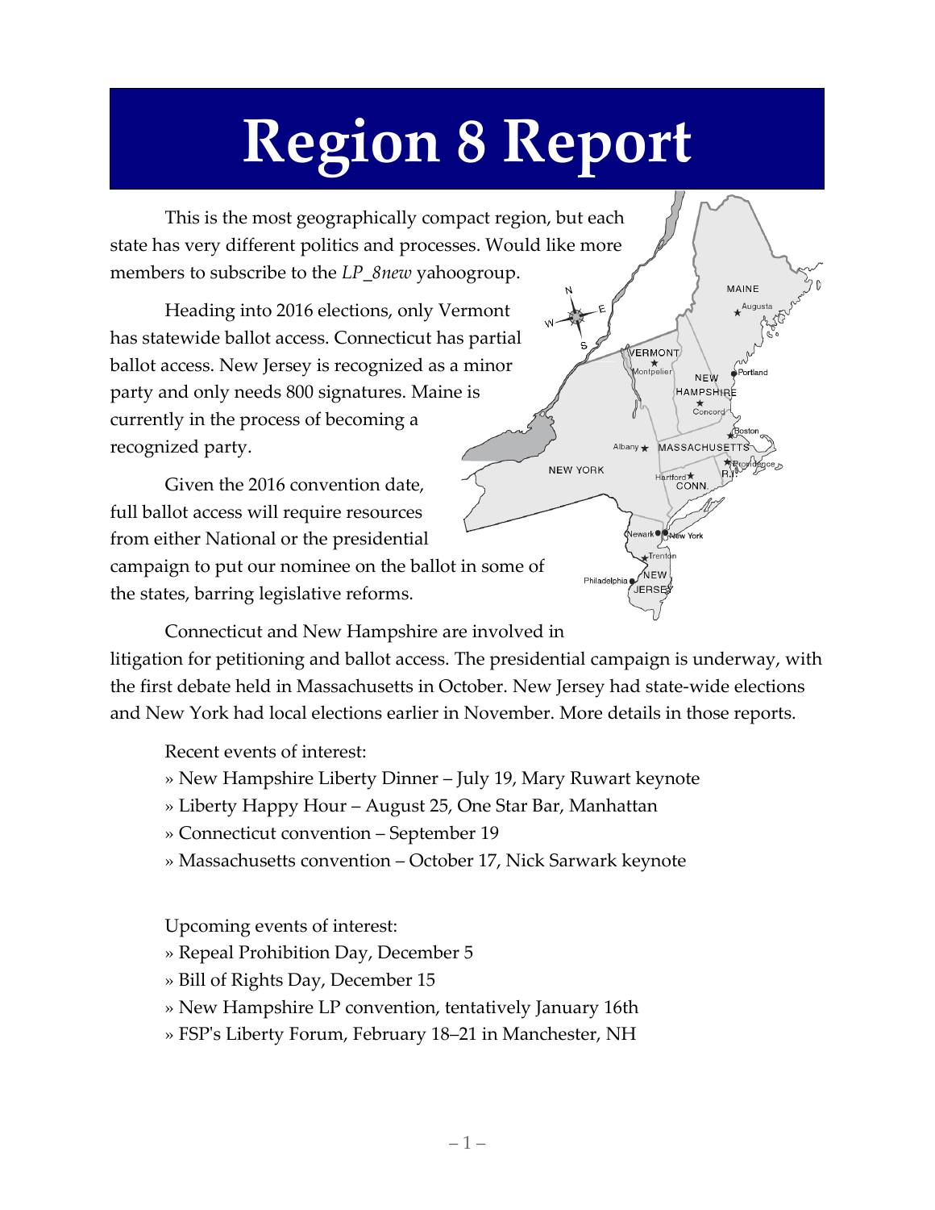# Region 8 Report

This is the most geographically compact region, but each state has very different politics and processes. Would like more members to subscribe to the *LP_8new* yahoogroup.

Heading into 2016 elections, only Vermont has statewide ballot access. Connecticut has partial ballot access. New Jersey is recognized as a minor party and only needs 800 signatures. Maine is currently in the process of becoming a recognized party.

Given the 2016 convention date, full ballot access will require resources from either National or the presidential campaign to put our nominee on the ballot in some of the states, barring legislative reforms.

Connecticut and New Hampshire are involved in litigation for petitioning and ballot access. The presidential campaign is underway, with the first debate held in Massachusetts in October. New Jersey had state-wide elections and New York had local elections earlier in November. More details in those reports.

Recent events of interest:

» New Hampshire Liberty Dinner – July 19, Mary Ruwart keynote
» Liberty Happy Hour – August 25, One Star Bar, Manhattan
» Connecticut convention – September 19
» Massachusetts convention – October 17, Nick Sarwark keynote

Upcoming events of interest:

» Repeal Prohibition Day, December 5
» Bill of Rights Day, December 15
» New Hampshire LP convention, tentatively January 16th
» FSP's Liberty Forum, February 18–21 in Manchester, NH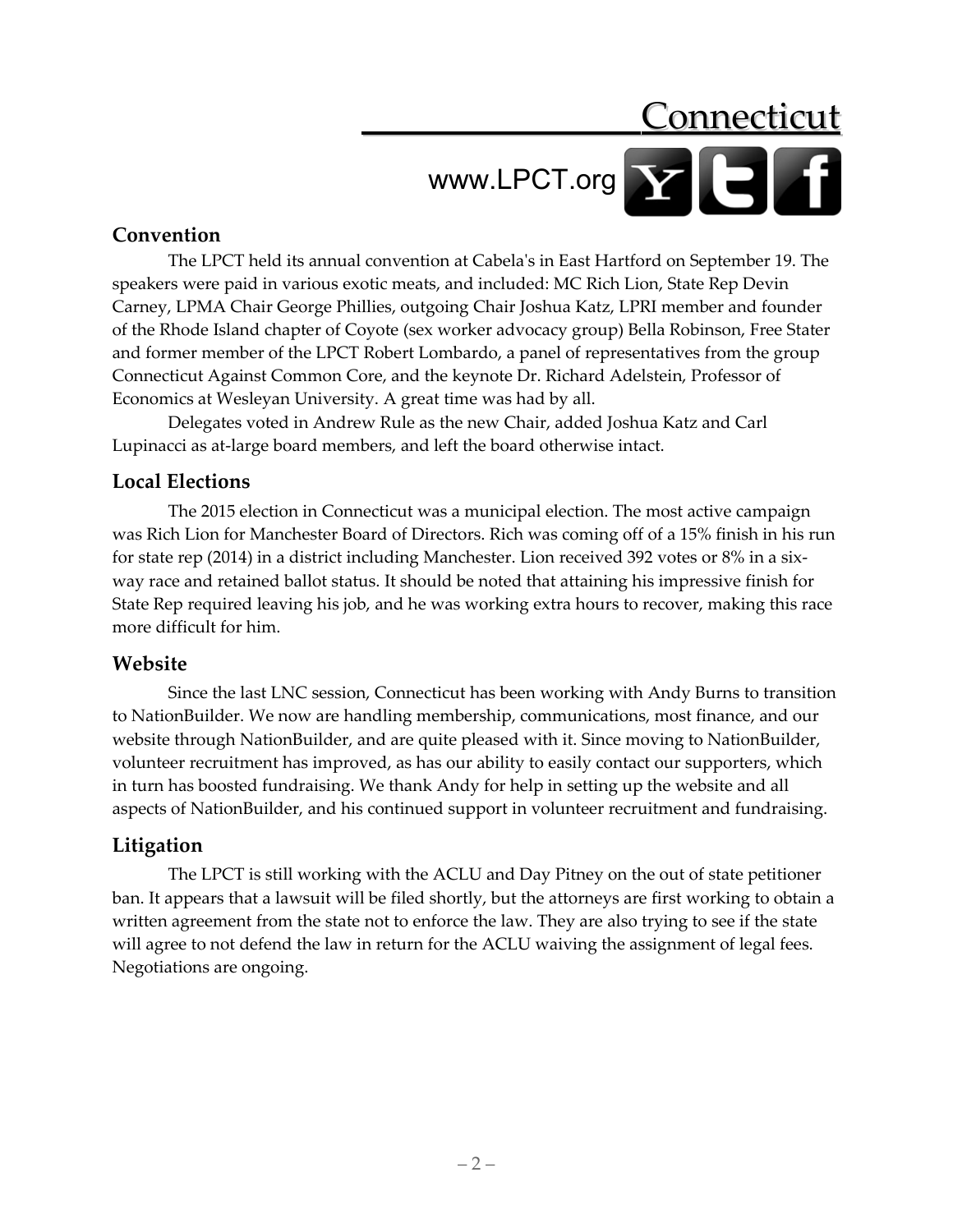# Connecticut

www.LPCT.org

## Convention

The LPCT held its annual convention at Cabela's in East Hartford on September 19. The speakers were paid in various exotic meats, and included: MC Rich Lion, State Rep Devin Carney, LPMA Chair George Phillies, outgoing Chair Joshua Katz, LPRI member and founder of the Rhode Island chapter of Coyote (sex worker advocacy group) Bella Robinson, Free Stater and former member of the LPCT Robert Lombardo, a panel of representatives from the group Connecticut Against Common Core, and the keynote Dr. Richard Adelstein, Professor of Economics at Wesleyan University. A great time was had by all.

Delegates voted in Andrew Rule as the new Chair, added Joshua Katz and Carl Lupinacci as at-large board members, and left the board otherwise intact.

## Local Elections

The 2015 election in Connecticut was a municipal election. The most active campaign was Rich Lion for Manchester Board of Directors. Rich was coming off of a 15% finish in his run for state rep (2014) in a district including Manchester. Lion received 392 votes or 8% in a six-way race and retained ballot status. It should be noted that attaining his impressive finish for State Rep required leaving his job, and he was working extra hours to recover, making this race more difficult for him.

## Website

Since the last LNC session, Connecticut has been working with Andy Burns to transition to NationBuilder. We now are handling membership, communications, most finance, and our website through NationBuilder, and are quite pleased with it. Since moving to NationBuilder, volunteer recruitment has improved, as has our ability to easily contact our supporters, which in turn has boosted fundraising. We thank Andy for help in setting up the website and all aspects of NationBuilder, and his continued support in volunteer recruitment and fundraising.

## Litigation

The LPCT is still working with the ACLU and Day Pitney on the out of state petitioner ban. It appears that a lawsuit will be filed shortly, but the attorneys are first working to obtain a written agreement from the state not to enforce the law. They are also trying to see if the state will agree to not defend the law in return for the ACLU waiving the assignment of legal fees. Negotiations are ongoing.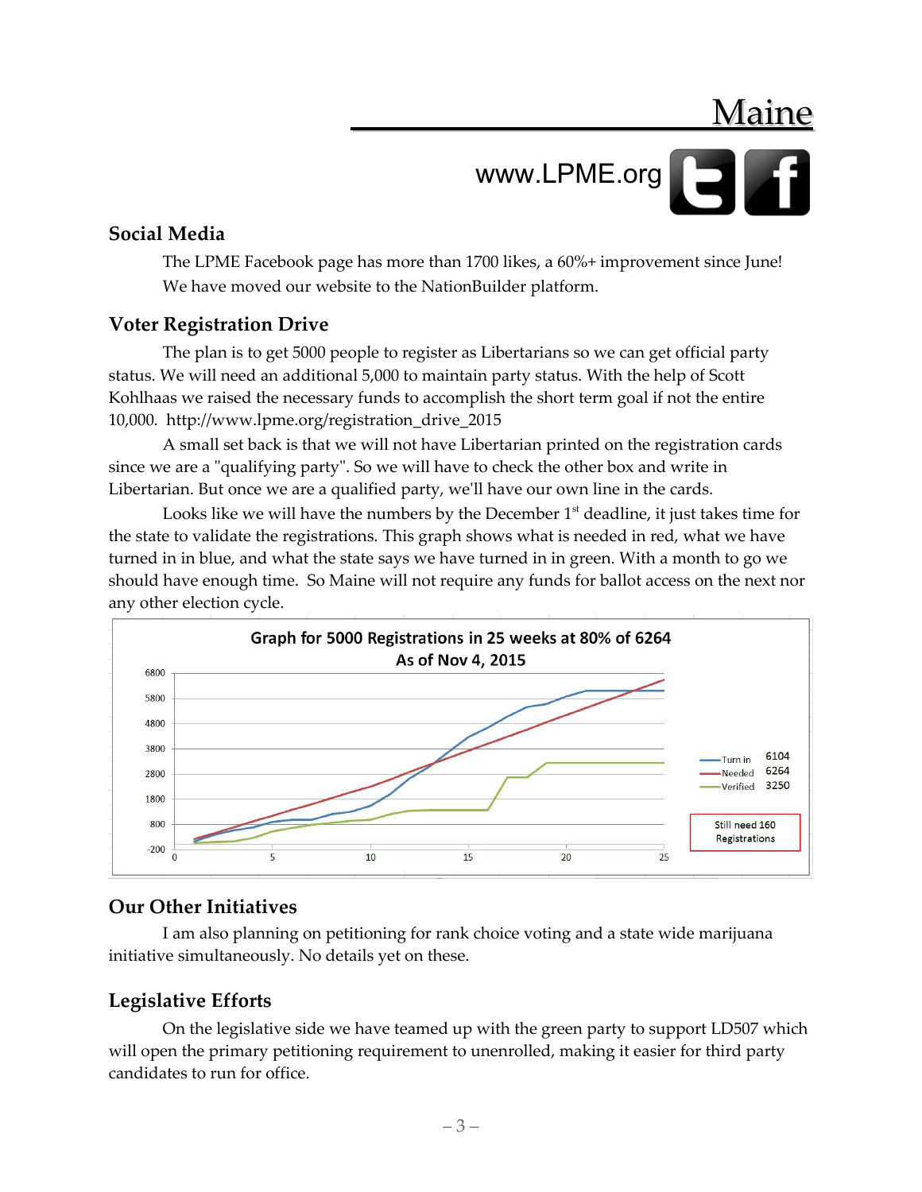# Maine

www.LPME.org

## Social Media

The LPME Facebook page has more than 1700 likes, a 60%+ improvement since June! We have moved our website to the NationBuilder platform.

## Voter Registration Drive

The plan is to get 5000 people to register as Libertarians so we can get official party status. We will need an additional 5,000 to maintain party status. With the help of Scott Kohlhaas we raised the necessary funds to accomplish the short term goal if not the entire 10,000. http://www.lpme.org/registration_drive_2015

A small set back is that we will not have Libertarian printed on the registration cards since we are a "qualifying party". So we will have to check the other box and write in Libertarian. But once we are a qualified party, we'll have our own line in the cards.

Looks like we will have the numbers by the December 1st deadline, it just takes time for the state to validate the registrations. This graph shows what is needed in red, what we have turned in in blue, and what the state says we have turned in in green. With a month to go we should have enough time. So Maine will not require any funds for ballot access on the next nor any other election cycle.

**Graph for 5000 Registrations in 25 weeks at 80% of 6264**
**As of Nov 4, 2015**

| | |
|---|---|
| Turn in | 6104 |
| Needed | 6264 |
| Verified | 3250 |

Still need 160 Registrations

## Our Other Initiatives

I am also planning on petitioning for rank choice voting and a state wide marijuana initiative simultaneously. No details yet on these.

## Legislative Efforts

On the legislative side we have teamed up with the green party to support LD507 which will open the primary petitioning requirement to unenrolled, making it easier for third party candidates to run for office.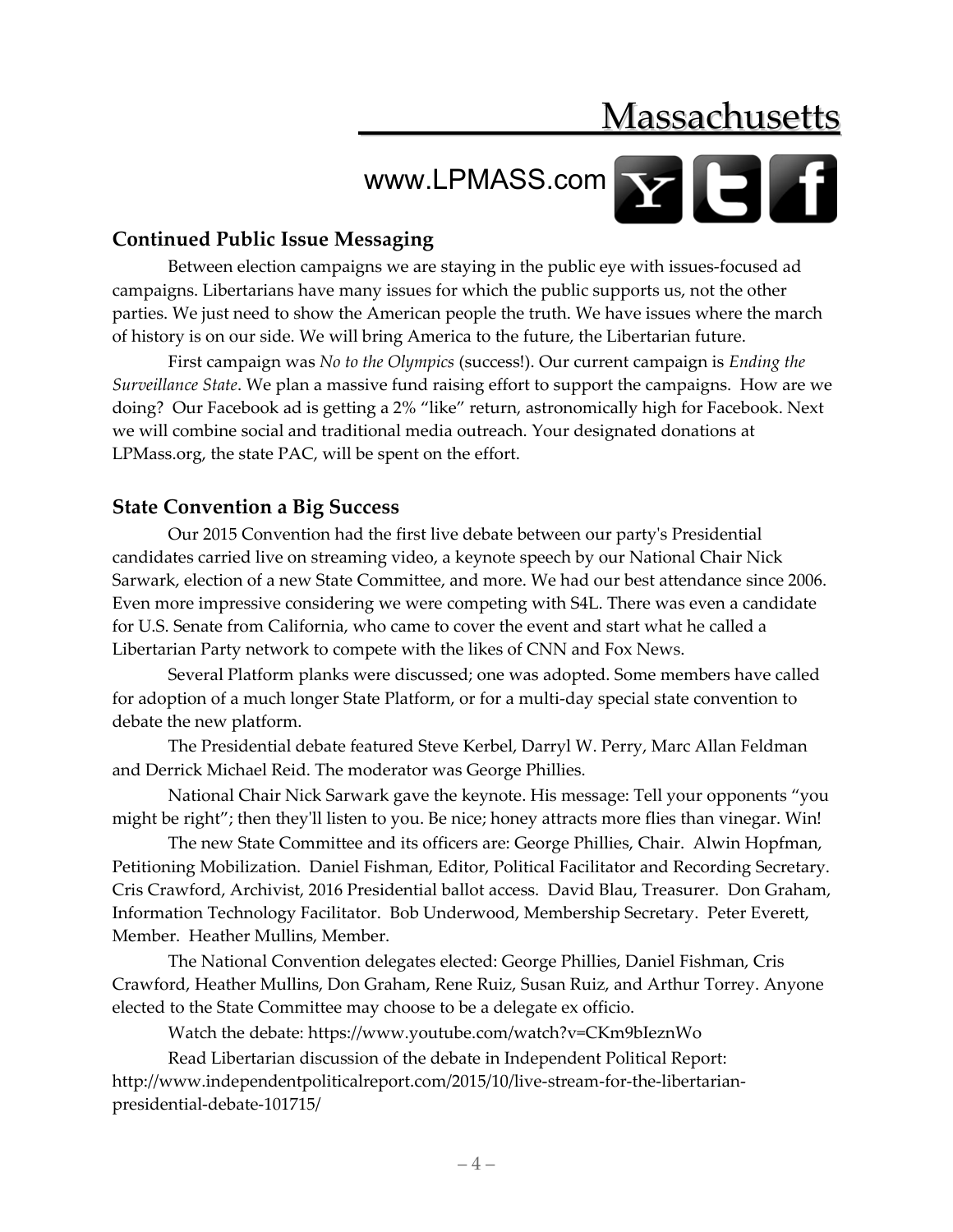# Massachusetts

www.LPMASS.com

## Continued Public Issue Messaging

Between election campaigns we are staying in the public eye with issues-focused ad campaigns. Libertarians have many issues for which the public supports us, not the other parties. We just need to show the American people the truth. We have issues where the march of history is on our side. We will bring America to the future, the Libertarian future.

First campaign was *No to the Olympics* (success!). Our current campaign is *Ending the Surveillance State*. We plan a massive fund raising effort to support the campaigns. How are we doing? Our Facebook ad is getting a 2% "like" return, astronomically high for Facebook. Next we will combine social and traditional media outreach. Your designated donations at LPMass.org, the state PAC, will be spent on the effort.

## State Convention a Big Success

Our 2015 Convention had the first live debate between our party's Presidential candidates carried live on streaming video, a keynote speech by our National Chair Nick Sarwark, election of a new State Committee, and more. We had our best attendance since 2006. Even more impressive considering we were competing with S4L. There was even a candidate for U.S. Senate from California, who came to cover the event and start what he called a Libertarian Party network to compete with the likes of CNN and Fox News.

Several Platform planks were discussed; one was adopted. Some members have called for adoption of a much longer State Platform, or for a multi-day special state convention to debate the new platform.

The Presidential debate featured Steve Kerbel, Darryl W. Perry, Marc Allan Feldman and Derrick Michael Reid. The moderator was George Phillies.

National Chair Nick Sarwark gave the keynote. His message: Tell your opponents "you might be right"; then they'll listen to you. Be nice; honey attracts more flies than vinegar. Win!

The new State Committee and its officers are: George Phillies, Chair. Alwin Hopfman, Petitioning Mobilization. Daniel Fishman, Editor, Political Facilitator and Recording Secretary. Cris Crawford, Archivist, 2016 Presidential ballot access. David Blau, Treasurer. Don Graham, Information Technology Facilitator. Bob Underwood, Membership Secretary. Peter Everett, Member. Heather Mullins, Member.

The National Convention delegates elected: George Phillies, Daniel Fishman, Cris Crawford, Heather Mullins, Don Graham, Rene Ruiz, Susan Ruiz, and Arthur Torrey. Anyone elected to the State Committee may choose to be a delegate ex officio.

Watch the debate: https://www.youtube.com/watch?v=CKm9bIeznWo

Read Libertarian discussion of the debate in Independent Political Report: http://www.independentpoliticalreport.com/2015/10/live-stream-for-the-libertarian-presidential-debate-101715/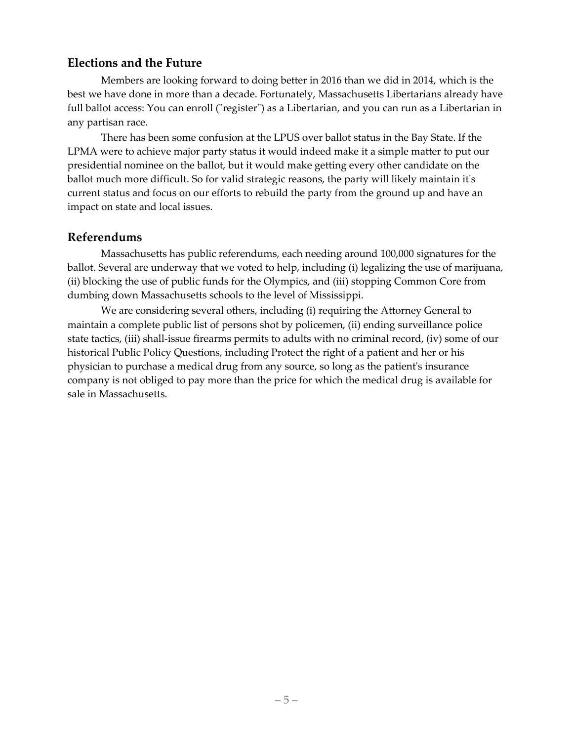## Elections and the Future

Members are looking forward to doing better in 2016 than we did in 2014, which is the best we have done in more than a decade. Fortunately, Massachusetts Libertarians already have full ballot access: You can enroll ("register") as a Libertarian, and you can run as a Libertarian in any partisan race.

There has been some confusion at the LPUS over ballot status in the Bay State. If the LPMA were to achieve major party status it would indeed make it a simple matter to put our presidential nominee on the ballot, but it would make getting every other candidate on the ballot much more difficult. So for valid strategic reasons, the party will likely maintain it's current status and focus on our efforts to rebuild the party from the ground up and have an impact on state and local issues.

## Referendums

Massachusetts has public referendums, each needing around 100,000 signatures for the ballot. Several are underway that we voted to help, including (i) legalizing the use of marijuana, (ii) blocking the use of public funds for the Olympics, and (iii) stopping Common Core from dumbing down Massachusetts schools to the level of Mississippi.

We are considering several others, including (i) requiring the Attorney General to maintain a complete public list of persons shot by policemen, (ii) ending surveillance police state tactics, (iii) shall-issue firearms permits to adults with no criminal record, (iv) some of our historical Public Policy Questions, including Protect the right of a patient and her or his physician to purchase a medical drug from any source, so long as the patient's insurance company is not obliged to pay more than the price for which the medical drug is available for sale in Massachusetts.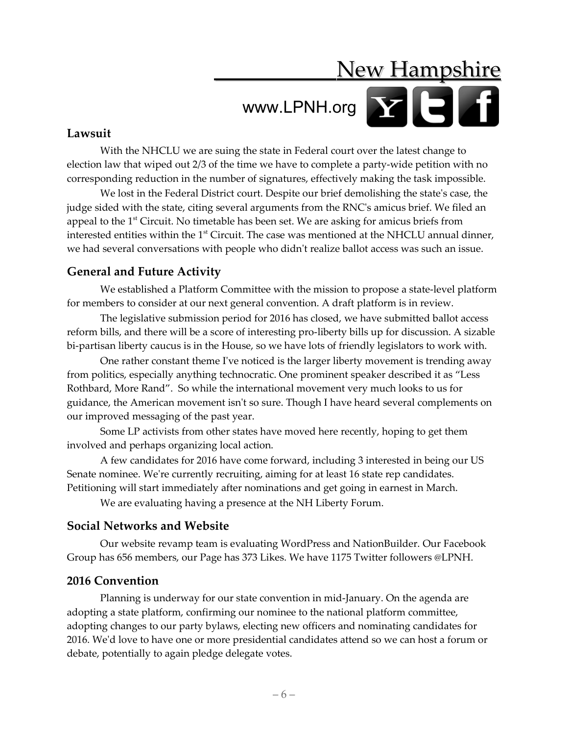# New Hampshire

www.LPNH.org

## Lawsuit

With the NHCLU we are suing the state in Federal court over the latest change to election law that wiped out 2/3 of the time we have to complete a party-wide petition with no corresponding reduction in the number of signatures, effectively making the task impossible.

We lost in the Federal District court. Despite our brief demolishing the state's case, the judge sided with the state, citing several arguments from the RNC's amicus brief. We filed an appeal to the 1st Circuit. No timetable has been set. We are asking for amicus briefs from interested entities within the 1st Circuit. The case was mentioned at the NHCLU annual dinner, we had several conversations with people who didn't realize ballot access was such an issue.

## General and Future Activity

We established a Platform Committee with the mission to propose a state-level platform for members to consider at our next general convention. A draft platform is in review.

The legislative submission period for 2016 has closed, we have submitted ballot access reform bills, and there will be a score of interesting pro-liberty bills up for discussion. A sizable bi-partisan liberty caucus is in the House, so we have lots of friendly legislators to work with.

One rather constant theme I've noticed is the larger liberty movement is trending away from politics, especially anything technocratic. One prominent speaker described it as "Less Rothbard, More Rand". So while the international movement very much looks to us for guidance, the American movement isn't so sure. Though I have heard several complements on our improved messaging of the past year.

Some LP activists from other states have moved here recently, hoping to get them involved and perhaps organizing local action.

A few candidates for 2016 have come forward, including 3 interested in being our US Senate nominee. We're currently recruiting, aiming for at least 16 state rep candidates. Petitioning will start immediately after nominations and get going in earnest in March.

We are evaluating having a presence at the NH Liberty Forum.

## Social Networks and Website

Our website revamp team is evaluating WordPress and NationBuilder. Our Facebook Group has 656 members, our Page has 373 Likes. We have 1175 Twitter followers @LPNH.

## 2016 Convention

Planning is underway for our state convention in mid-January. On the agenda are adopting a state platform, confirming our nominee to the national platform committee, adopting changes to our party bylaws, electing new officers and nominating candidates for 2016. We'd love to have one or more presidential candidates attend so we can host a forum or debate, potentially to again pledge delegate votes.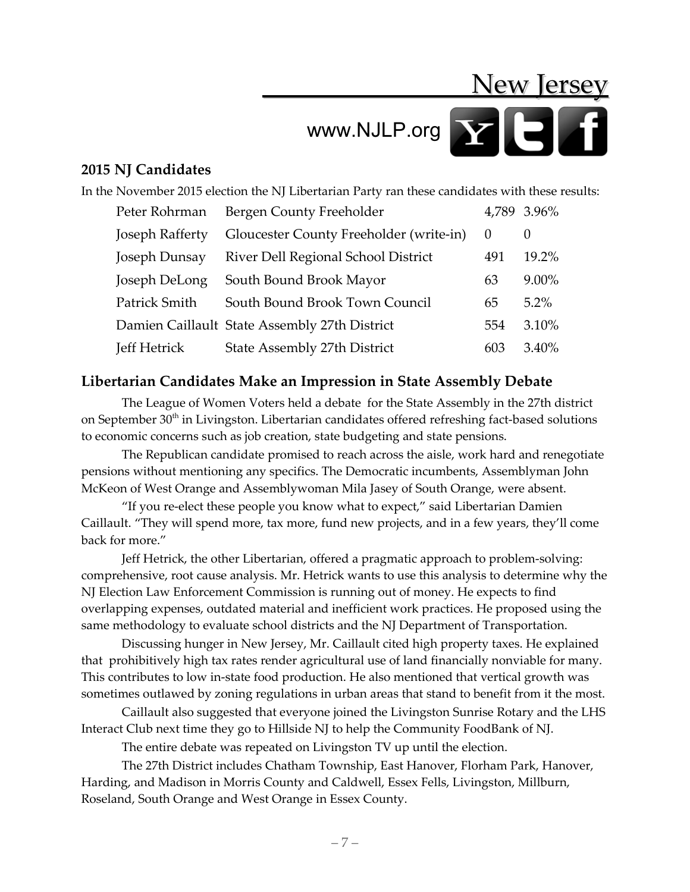# New Jersey

www.NJLP.org

## 2015 NJ Candidates

In the November 2015 election the NJ Libertarian Party ran these candidates with these results:

| Candidate | Office | Votes | Percent |
|---|---|---|---|
| Peter Rohrman | Bergen County Freeholder | 4,789 | 3.96% |
| Joseph Rafferty | Gloucester County Freeholder (write-in) | 0 | 0 |
| Joseph Dunsay | River Dell Regional School District | 491 | 19.2% |
| Joseph DeLong | South Bound Brook Mayor | 63 | 9.00% |
| Patrick Smith | South Bound Brook Town Council | 65 | 5.2% |
| Damien Caillault | State Assembly 27th District | 554 | 3.10% |
| Jeff Hetrick | State Assembly 27th District | 603 | 3.40% |

## Libertarian Candidates Make an Impression in State Assembly Debate

The League of Women Voters held a debate for the State Assembly in the 27th district on September 30th in Livingston. Libertarian candidates offered refreshing fact-based solutions to economic concerns such as job creation, state budgeting and state pensions.

The Republican candidate promised to reach across the aisle, work hard and renegotiate pensions without mentioning any specifics. The Democratic incumbents, Assemblyman John McKeon of West Orange and Assemblywoman Mila Jasey of South Orange, were absent.

"If you re-elect these people you know what to expect," said Libertarian Damien Caillault. "They will spend more, tax more, fund new projects, and in a few years, they'll come back for more."

Jeff Hetrick, the other Libertarian, offered a pragmatic approach to problem-solving: comprehensive, root cause analysis. Mr. Hetrick wants to use this analysis to determine why the NJ Election Law Enforcement Commission is running out of money. He expects to find overlapping expenses, outdated material and inefficient work practices. He proposed using the same methodology to evaluate school districts and the NJ Department of Transportation.

Discussing hunger in New Jersey, Mr. Caillault cited high property taxes. He explained that prohibitively high tax rates render agricultural use of land financially nonviable for many. This contributes to low in-state food production. He also mentioned that vertical growth was sometimes outlawed by zoning regulations in urban areas that stand to benefit from it the most.

Caillault also suggested that everyone joined the Livingston Sunrise Rotary and the LHS Interact Club next time they go to Hillside NJ to help the Community FoodBank of NJ.

The entire debate was repeated on Livingston TV up until the election.

The 27th District includes Chatham Township, East Hanover, Florham Park, Hanover, Harding, and Madison in Morris County and Caldwell, Essex Fells, Livingston, Millburn, Roseland, South Orange and West Orange in Essex County.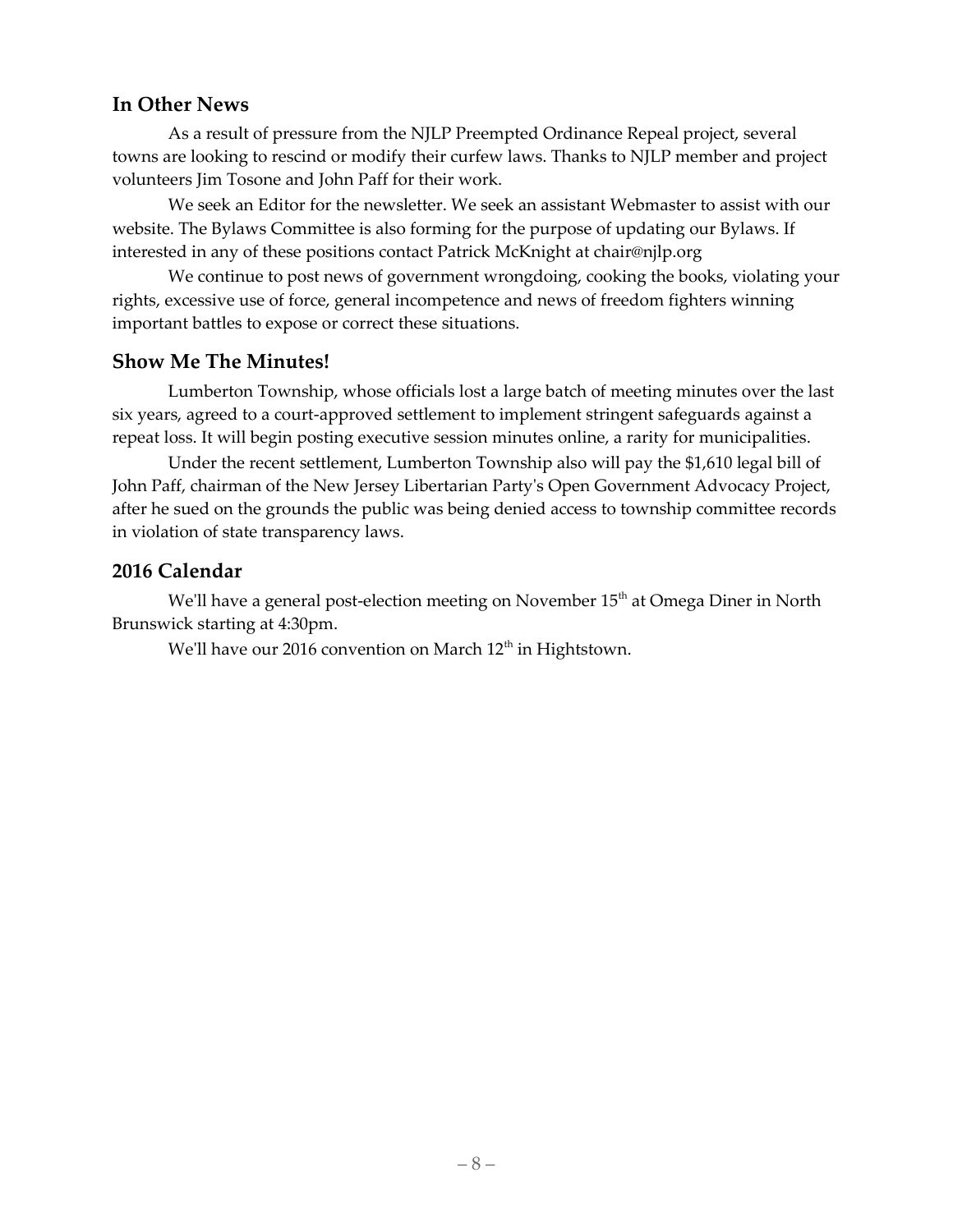## In Other News

As a result of pressure from the NJLP Preempted Ordinance Repeal project, several towns are looking to rescind or modify their curfew laws. Thanks to NJLP member and project volunteers Jim Tosone and John Paff for their work.

We seek an Editor for the newsletter. We seek an assistant Webmaster to assist with our website. The Bylaws Committee is also forming for the purpose of updating our Bylaws. If interested in any of these positions contact Patrick McKnight at chair@njlp.org

We continue to post news of government wrongdoing, cooking the books, violating your rights, excessive use of force, general incompetence and news of freedom fighters winning important battles to expose or correct these situations.

## Show Me The Minutes!

Lumberton Township, whose officials lost a large batch of meeting minutes over the last six years, agreed to a court-approved settlement to implement stringent safeguards against a repeat loss. It will begin posting executive session minutes online, a rarity for municipalities.

Under the recent settlement, Lumberton Township also will pay the $1,610 legal bill of John Paff, chairman of the New Jersey Libertarian Party's Open Government Advocacy Project, after he sued on the grounds the public was being denied access to township committee records in violation of state transparency laws.

## 2016 Calendar

We'll have a general post-election meeting on November 15th at Omega Diner in North Brunswick starting at 4:30pm.

We'll have our 2016 convention on March 12th in Hightstown.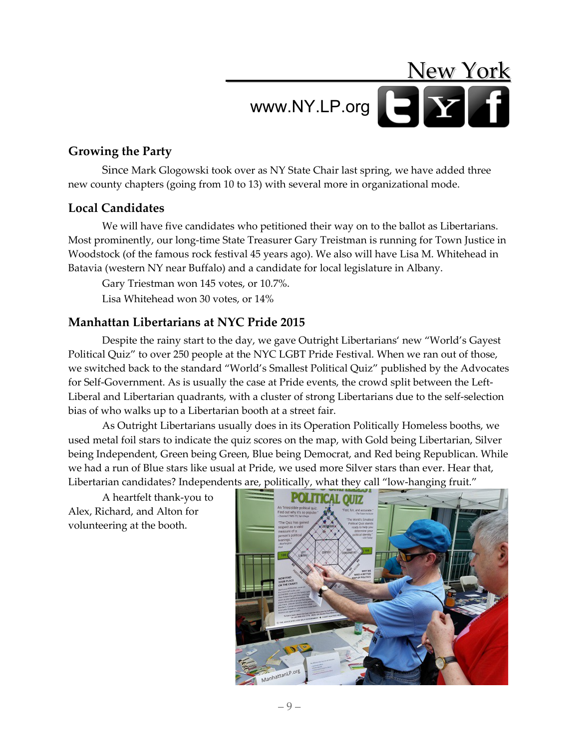# New York

www.NY.LP.org

## Growing the Party

Since Mark Glogowski took over as NY State Chair last spring, we have added three new county chapters (going from 10 to 13) with several more in organizational mode.

## Local Candidates

We will have five candidates who petitioned their way on to the ballot as Libertarians. Most prominently, our long-time State Treasurer Gary Treistman is running for Town Justice in Woodstock (of the famous rock festival 45 years ago). We also will have Lisa M. Whitehead in Batavia (western NY near Buffalo) and a candidate for local legislature in Albany.

Gary Triestman won 145 votes, or 10.7%.

Lisa Whitehead won 30 votes, or 14%

## Manhattan Libertarians at NYC Pride 2015

Despite the rainy start to the day, we gave Outright Libertarians' new "World's Gayest Political Quiz" to over 250 people at the NYC LGBT Pride Festival. When we ran out of those, we switched back to the standard "World's Smallest Political Quiz" published by the Advocates for Self-Government. As is usually the case at Pride events, the crowd split between the Left-Liberal and Libertarian quadrants, with a cluster of strong Libertarians due to the self-selection bias of who walks up to a Libertarian booth at a street fair.

As Outright Libertarians usually does in its Operation Politically Homeless booths, we used metal foil stars to indicate the quiz scores on the map, with Gold being Libertarian, Silver being Independent, Green being Green, Blue being Democrat, and Red being Republican. While we had a run of Blue stars like usual at Pride, we used more Silver stars than ever. Hear that, Libertarian candidates? Independents are, politically, what they call "low-hanging fruit."

A heartfelt thank-you to Alex, Richard, and Alton for volunteering at the booth.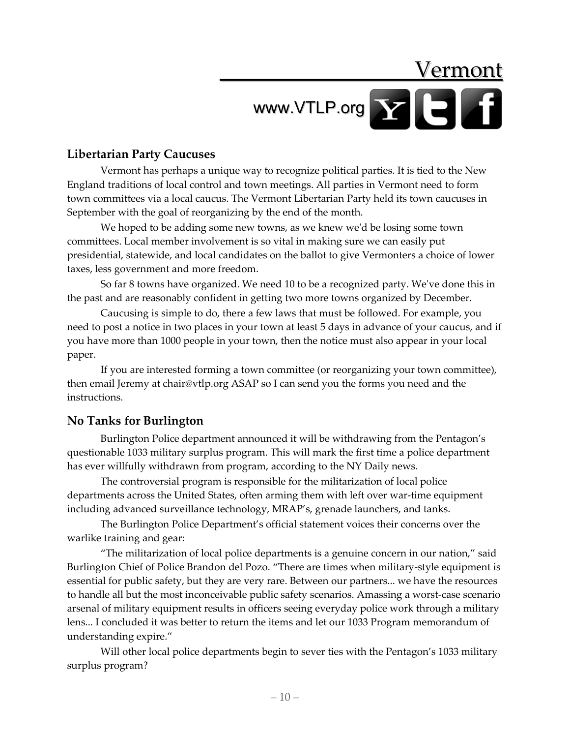# Vermont

www.VTLP.org

## Libertarian Party Caucuses

Vermont has perhaps a unique way to recognize political parties. It is tied to the New England traditions of local control and town meetings. All parties in Vermont need to form town committees via a local caucus. The Vermont Libertarian Party held its town caucuses in September with the goal of reorganizing by the end of the month.

We hoped to be adding some new towns, as we knew we'd be losing some town committees. Local member involvement is so vital in making sure we can easily put presidential, statewide, and local candidates on the ballot to give Vermonters a choice of lower taxes, less government and more freedom.

So far 8 towns have organized. We need 10 to be a recognized party. We've done this in the past and are reasonably confident in getting two more towns organized by December.

Caucusing is simple to do, there a few laws that must be followed. For example, you need to post a notice in two places in your town at least 5 days in advance of your caucus, and if you have more than 1000 people in your town, then the notice must also appear in your local paper.

If you are interested forming a town committee (or reorganizing your town committee), then email Jeremy at chair@vtlp.org ASAP so I can send you the forms you need and the instructions.

## No Tanks for Burlington

Burlington Police department announced it will be withdrawing from the Pentagon's questionable 1033 military surplus program. This will mark the first time a police department has ever willfully withdrawn from program, according to the NY Daily news.

The controversial program is responsible for the militarization of local police departments across the United States, often arming them with left over war-time equipment including advanced surveillance technology, MRAP's, grenade launchers, and tanks.

The Burlington Police Department's official statement voices their concerns over the warlike training and gear:

"The militarization of local police departments is a genuine concern in our nation," said Burlington Chief of Police Brandon del Pozo. "There are times when military-style equipment is essential for public safety, but they are very rare. Between our partners... we have the resources to handle all but the most inconceivable public safety scenarios. Amassing a worst-case scenario arsenal of military equipment results in officers seeing everyday police work through a military lens... I concluded it was better to return the items and let our 1033 Program memorandum of understanding expire."

Will other local police departments begin to sever ties with the Pentagon's 1033 military surplus program?